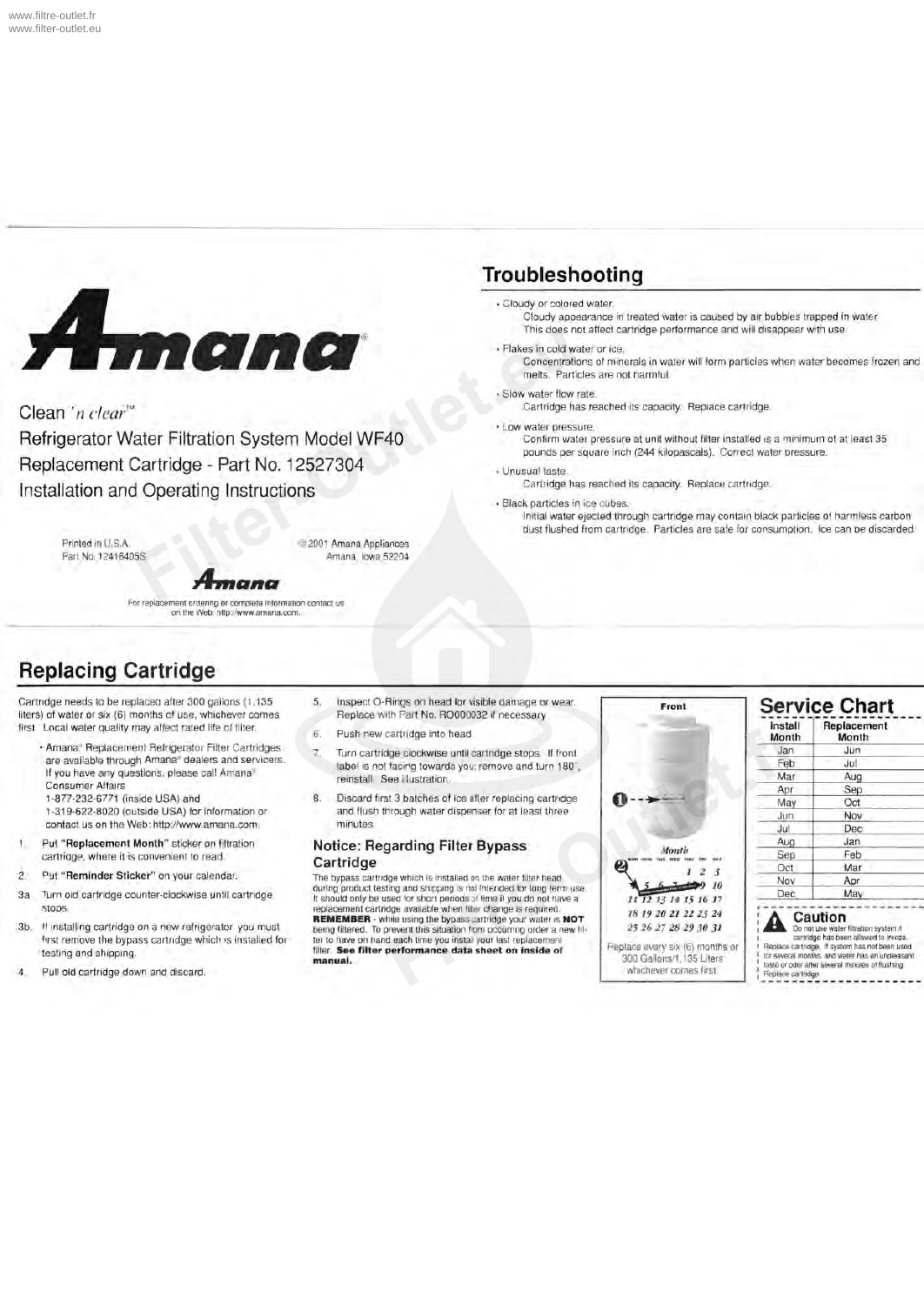# Amana

Clean 'n clear™

Refrigerator Water Filtration System Model WF40

Replacement Cartridge - Part No. 12527304

Installation and Operating Instructions

Printed in U.S.A.
Part No. 12416405S

©2001 Amana Appliances
Amana, Iowa 52204

Amana

For replacement ordering or complete information contact us on the Web: http://www.amana.com.

## Troubleshooting

- Cloudy or colored water.
  Cloudy appearance in treated water is caused by air bubbles trapped in water. This does not affect cartridge performance and will disappear with use.
- Flakes in cold water or ice.
  Concentrations of minerals in water will form particles when water becomes frozen and melts. Particles are not harmful.
- Slow water flow rate.
  Cartridge has reached its capacity. Replace cartridge.
- Low water pressure.
  Confirm water pressure at unit without filter installed is a minimum of at least 35 pounds per square inch (244 kilopascals). Correct water pressure.
- Unusual taste.
  Cartridge has reached its capacity. Replace cartridge.
- Black particles in ice cubes.
  Initial water ejected through cartridge may contain black particles of harmless carbon dust flushed from cartridge. Particles are safe for consumption. Ice can be discarded.

## Replacing Cartridge

Cartridge needs to be replaced after 300 gallons (1,135 liters) of water or six (6) months of use, whichever comes first. Local water quality may affect rated life of filter.

- Amana® Replacement Refrigerator Filter Cartridges are available through Amana® dealers and servicers. If you have any questions, please call Amana® Consumer Affairs
  1-877-232-6771 (inside USA) and
  1-319-622-8020 (outside USA) for information or contact us on the Web: http://www.amana.com.

1. Put **"Replacement Month"** sticker on filtration cartridge, where it is convenient to read.
2. Put **"Reminder Sticker"** on your calendar.

3a. Turn old cartridge counter-clockwise until cartridge stops.

3b. If installing cartridge on a new refrigerator, you must first remove the bypass cartridge which is installed for testing and shipping.

4. Pull old cartridge down and discard.
5. Inspect O-Rings on head for visible damage or wear. Replace with Part No. RO000032 if necessary.
6. Push new cartridge into head.
7. Turn cartridge clockwise until cartridge stops. If front label is not facing towards you, remove and turn 180°, reinstall. See illustration.
8. Discard first 3 batches of ice after replacing cartridge and flush through water dispenser for at least three minutes.

### Notice: Regarding Filter Bypass Cartridge

The bypass cartridge which is installed on the water filter head during product testing and shipping is not intended for long term use. It should only be used for short periods of time if you do not have a replacement cartridge available when filter change is required. **REMEMBER** - while using the bypass cartridge your water is **NOT** being filtered. To prevent this situation from occurring order a new filter to have on hand each time you install your last replacement filter. **See filter performance data sheet on inside of manual.**

Front

1

Month

2

1 2 3
5 6 7 8 9 10
11 12 13 14 15 16 17
18 19 20 21 22 23 24
25 26 27 28 29 30 31

Replace every six (6) months or 300 Gallons/1,135 Liters whichever comes first

## Service Chart

| Install Month | Replacement Month |
|---|---|
| Jan | Jun |
| Feb | Jul |
| Mar | Aug |
| Apr | Sep |
| May | Oct |
| Jun | Nov |
| Jul | Dec |
| Aug | Jan |
| Sep | Feb |
| Oct | Mar |
| Nov | Apr |
| Dec | May |

### Caution

Do not use water filtration system if cartridge has been allowed to freeze. Replace cartridge. If system has not been used for several months, and water has an unpleasant taste or odor after several minutes of flushing. Replace cartridge.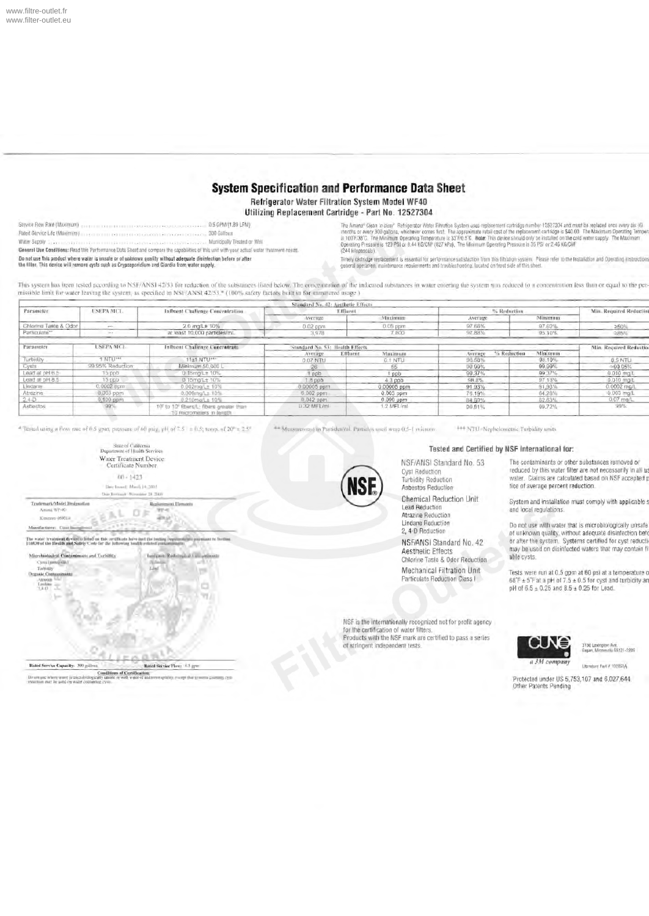# System Specification and Performance Data Sheet

## Refrigerator Water Filtration System Model WF40
## Utilizing Replacement Cartridge - Part No. 12527304

Service Flow Rate (Maximum) ............ 0.5 GPM (1.89 LPM)
Rated Service Life (Maximum) ............ 300 Gallons
Water Supply ............ Municipally Treated or Well

**General Use Conditions:** Read this Performance Data Sheet and compare the capabilities of this unit with your actual water treatment needs.

**Do not use this product where water is unsafe or of unknown quality without adequate disinfection before or after the filter. This device will remove cysts such as Cryptosporidium and Giardia from water supply.**

The Amana® Clean 'n clear® Refrigerator Water Filtration System uses replacement cartridge number 12527304 and must be replaced once every six (6) months or every 300 gallons, whichever comes first. The approximate retail cost of the replacement cartridge is $40.00. The Maximum Operating Temperature is 100°F/38°C. The Minimum Operating Temperature is 33°F/0.5°C. **Note:** This device should only be installed on the cold water supply. The Maximum Operating Pressure is 120 PSI or 8.44 KG/CM² (827 kPa). The Minimum Operating Pressure is 35 PSI or 2.46 KG/CM² (244 kilopascals).

Timely cartridge replacement is essential for performance satisfaction from this filtration system. Please refer to the Installation and Operating Instructions general operation, maintenance requirements and troubleshooting, located on front side of this sheet.

This system has been tested according to NSF/ANSI 42/53 for reduction of the substances listed below. The concentration of the indicated substances in water entering the system was reduced to a concentration less than or equal to the permissible limit for water leaving the system, as specified in NSF/ANSI 42/53.* (100% safety factors built in for unmanned usage.)

| Parameter | USEPA MCL | Influent Challenge Concentration | Standard No. 42: Aesthetic Effects — Effluent Average | Effluent Maximum | % Reduction Average | % Reduction Minimum | Min. Required Reduction |
|---|---|---|---|---|---|---|---|
| Chlorine Taste & Odor | — | 2.0 mg/L± 10% | 0.02 ppm | 0.05 ppm | 97.68% | 97.67% | ≥50% |
| Particulate** | — | at least 10,000 particles/mL | 3,978 | 7,600 | 97.88% | 95.10% | ≥85% |

| Parameter | USEPA MCL | Influent Challenge Concentration | Standard No. 53: Health Effects — Effluent Average | Effluent Maximum | % Reduction Average | % Reduction Minimum | Min. Required Reduction |
|---|---|---|---|---|---|---|---|
| Turbidity | 1 NTU*** | 11±1 NTU*** | 0.07 NTU | 0.1 NTU | 99.58% | 98.10% | 0.5 NTU |
| Cysts | 99.95% Reduction | Minimum 50,000 L | 26 | 55 | 99.99% | 99.99% | >99.95% |
| Lead at pH 6.5 | 15 ppb | 0.15mg/L± 10% | 1 ppb | 1 ppb | 99.37% | 99.37% | 0.010 mg/L |
| Lead at pH 8.5 | 15 ppb | 0.15mg/L± 10% | 1.8 ppb | 4.3 ppb | 98.8% | 97.13% | 0.010 mg/L |
| Lindane | 0.0002 ppm | 0.002mg/L± 10% | 0.00005 ppm | 0.00005 ppm | 91.93% | 91.93% | 0.0002 mg/L |
| Atrazine | 0.003 ppm | 0.009mg/L± 10% | 0.002 ppm | 0.003 ppm | 79.19% | 64.28% | 0.003 mg/L |
| 2,4-D | 0.100 ppm | 0.210mg/L± 10% | 0.042 ppm | 0.096 ppm | 84.60% | 62.63% | 0.07 mg/L |
| Asbestos | 99% | $10^7$ to $10^8$ fibers/L; fibers greater than 10 micrometers in length | 0.32 MFL/ml | 1.2 MFL/ml | 99.81% | 99.72% | 99% |

* Tested using a flow rate of 0.5 gpm; pressure of 60 psig; pH of 7.5 ± 0.5; temp. of 20° ± 2.5°  ** Measurement in Particles/ml. Particles used were 0.5-1 micron  *** NTU=Nephelometric Turbidity units

State of California
Department of Health Services
Water Treatment Device
Certificate Number
00 - 1423
Date Issued: March 14, 2001
Date Revised: November 28, 2000

| Trademark/Model Designation | Replacement Elements |
|---|---|
| Amana WF-40 | WF-40 |
| Kenmore 469014 | 469014 |

Manufacturer: Cuno Incorporated

The water treatment device(s) listed on this certificate have met the testing requirements pursuant to Section 116830 of the Health and Safety Code for the following health related contaminants:

| Microbiological Contaminants and Turbidity | Inorganic/Radiological Contaminants |
|---|---|
| Cysts (protozoan) | Asbestos |
| Turbidity | Lead |
| Organic Contaminants | |
| Atrazine | |
| Lindane | |
| 2,4-D | |

Rated Service Capacity: 300 gallons  Rated Service Flow: 0.5 gpm

Conditions of Certification:
Do not use where water is microbiologically unsafe or with water of unknown quality, except that systems claiming cyst reduction may be used on water containing cysts.

### Tested and Certified by NSF International for:

NSF/ANSI Standard No. 53
- Cyst Reduction
- Turbidity Reduction
- Asbestos Reduction

Chemical Reduction Unit
- Lead Reduction
- Atrazine Reduction
- Lindane Reduction
- 2, 4-D Reduction

NSF/ANSI Standard No. 42
- Aesthetic Effects
- Chlorine Taste & Odor Reduction

Mechanical Filtration Unit
- Particulate Reduction Class I

The contaminants or other substances removed or reduced by this water filter are not necessarily in all us water. Claims are calculated based on NSF accepted p tice of average percent reduction.

System and installation must comply with applicable s and local regulations.

Do not use with water that is microbiologically unsafe of unknown quality, without adequate disinfection befo or after the system. Systems certified for cyst reducti may be used on disinfected waters that may contain fi able cysts.

Tests were run at 0.5 gpm at 60 psi at a temperature o 68°F ± 5°F at a pH of 7.5 ± 0.5 for cyst and turbidity an pH of 6.5 ± 0.25 and 8.5 ± 0.25 for Lead.

NSF is the internationally recognized not for profit agency for the certification of water filters.
Products with the NSF mark are certified to pass a series of stringent independent tests.

CUNO a 3M company
3130 Lexington Ave.
Eagan, Minnesota 55121-2299

Literature Part # 102091A

Protected under US 5,753,107 and 6,027,644
Other Patents Pending